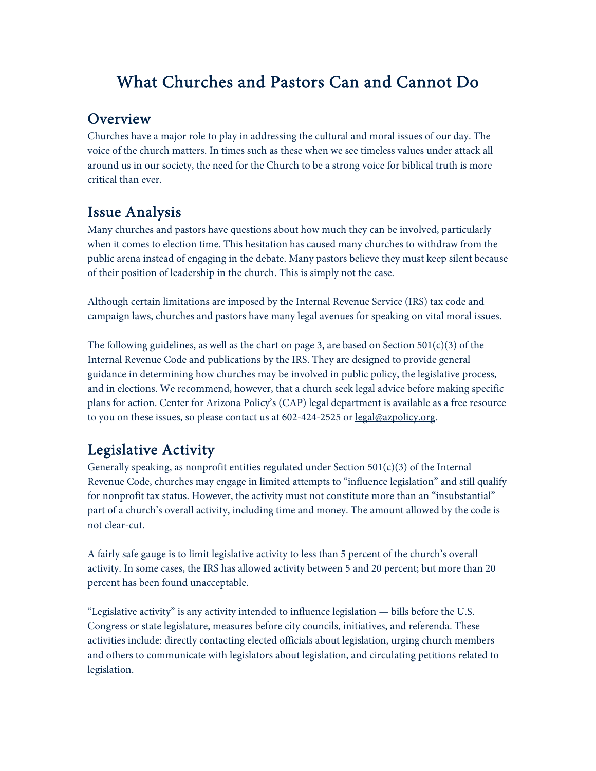# What Churches and Pastors Can and Cannot Do

## Overview

Churches have a major role to play in addressing the cultural and moral issues of our day. The voice of the church matters. In times such as these when we see timeless values under attack all around us in our society, the need for the Church to be a strong voice for biblical truth is more critical than ever.

## Issue Analysis

Many churches and pastors have questions about how much they can be involved, particularly when it comes to election time. This hesitation has caused many churches to withdraw from the public arena instead of engaging in the debate. Many pastors believe they must keep silent because of their position of leadership in the church. This is simply not the case.

Although certain limitations are imposed by the Internal Revenue Service (IRS) tax code and campaign laws, churches and pastors have many legal avenues for speaking on vital moral issues.

The following guidelines, as well as the chart on page 3, are based on Section 501(c)(3) of the Internal Revenue Code and publications by the IRS. They are designed to provide general guidance in determining how churches may be involved in public policy, the legislative process, and in elections. We recommend, however, that a church seek legal advice before making specific plans for action. Center for Arizona Policy's (CAP) legal department is available as a free resource to you on these issues, so please contact us at 602-424-2525 or legal@azpolicy.org.

## Legislative Activity

Generally speaking, as nonprofit entities regulated under Section 501(c)(3) of the Internal Revenue Code, churches may engage in limited attempts to "influence legislation" and still qualify for nonprofit tax status. However, the activity must not constitute more than an "insubstantial" part of a church's overall activity, including time and money. The amount allowed by the code is not clear-cut.

A fairly safe gauge is to limit legislative activity to less than 5 percent of the church's overall activity. In some cases, the IRS has allowed activity between 5 and 20 percent; but more than 20 percent has been found unacceptable.

"Legislative activity" is any activity intended to influence legislation — bills before the U.S. Congress or state legislature, measures before city councils, initiatives, and referenda. These activities include: directly contacting elected officials about legislation, urging church members and others to communicate with legislators about legislation, and circulating petitions related to legislation.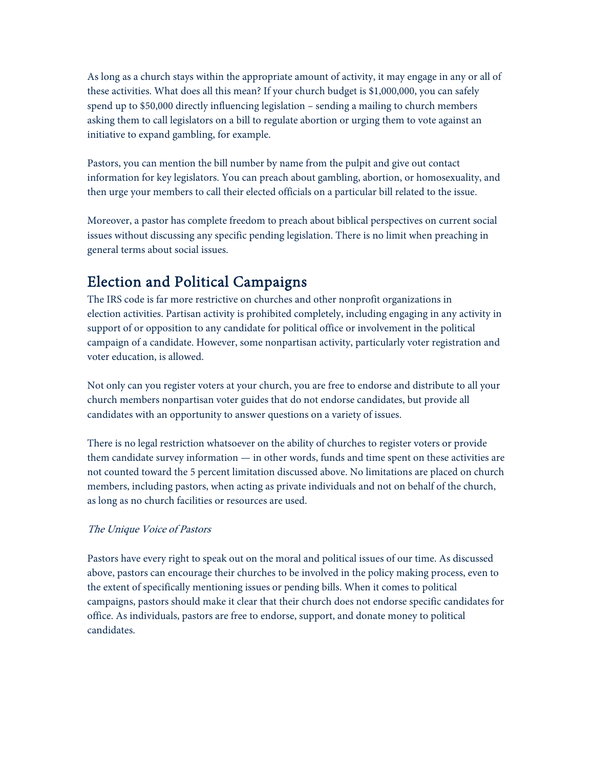As long as a church stays within the appropriate amount of activity, it may engage in any or all of these activities. What does all this mean? If your church budget is $1,000,000, you can safely spend up to $50,000 directly influencing legislation – sending a mailing to church members asking them to call legislators on a bill to regulate abortion or urging them to vote against an initiative to expand gambling, for example.

Pastors, you can mention the bill number by name from the pulpit and give out contact information for key legislators. You can preach about gambling, abortion, or homosexuality, and then urge your members to call their elected officials on a particular bill related to the issue.

Moreover, a pastor has complete freedom to preach about biblical perspectives on current social issues without discussing any specific pending legislation. There is no limit when preaching in general terms about social issues.

## Election and Political Campaigns

The IRS code is far more restrictive on churches and other nonprofit organizations in election activities. Partisan activity is prohibited completely, including engaging in any activity in support of or opposition to any candidate for political office or involvement in the political campaign of a candidate. However, some nonpartisan activity, particularly voter registration and voter education, is allowed.

Not only can you register voters at your church, you are free to endorse and distribute to all your church members nonpartisan voter guides that do not endorse candidates, but provide all candidates with an opportunity to answer questions on a variety of issues.

There is no legal restriction whatsoever on the ability of churches to register voters or provide them candidate survey information — in other words, funds and time spent on these activities are not counted toward the 5 percent limitation discussed above. No limitations are placed on church members, including pastors, when acting as private individuals and not on behalf of the church, as long as no church facilities or resources are used.

*The Unique Voice of Pastors*

Pastors have every right to speak out on the moral and political issues of our time. As discussed above, pastors can encourage their churches to be involved in the policy making process, even to the extent of specifically mentioning issues or pending bills. When it comes to political campaigns, pastors should make it clear that their church does not endorse specific candidates for office. As individuals, pastors are free to endorse, support, and donate money to political candidates.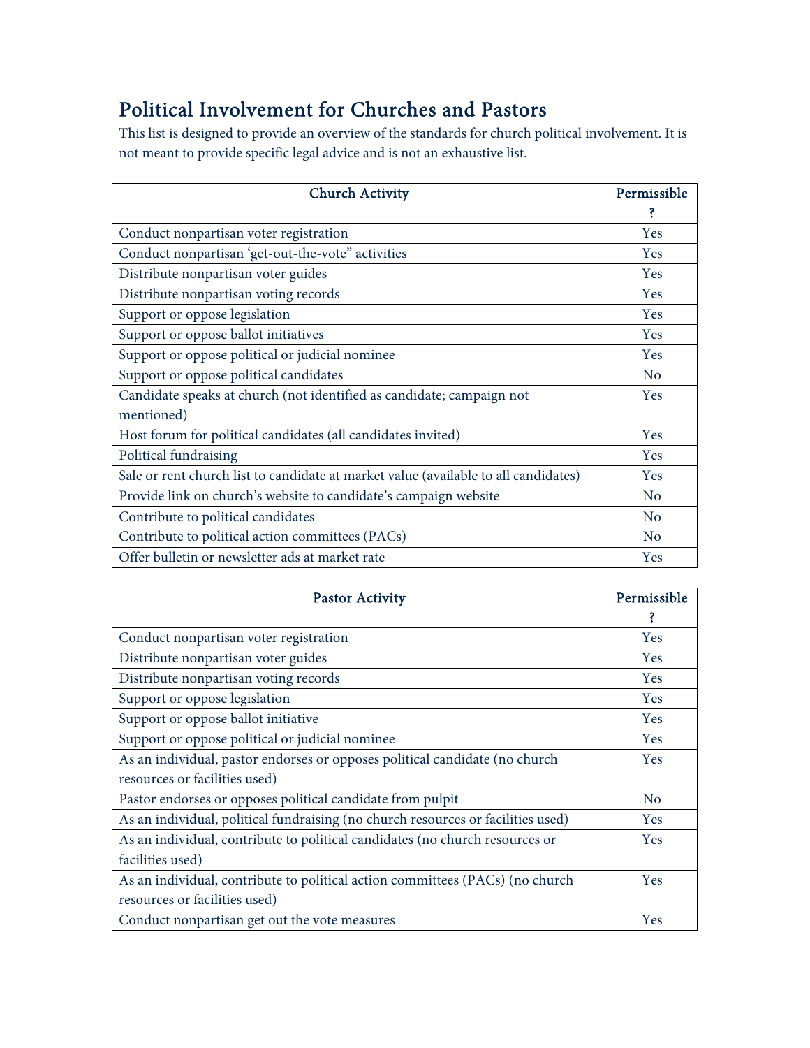## Political Involvement for Churches and Pastors

This list is designed to provide an overview of the standards for church political involvement. It is not meant to provide specific legal advice and is not an exhaustive list.

| Church Activity | Permissible? |
|---|---|
| Conduct nonpartisan voter registration | Yes |
| Conduct nonpartisan 'get-out-the-vote" activities | Yes |
| Distribute nonpartisan voter guides | Yes |
| Distribute nonpartisan voting records | Yes |
| Support or oppose legislation | Yes |
| Support or oppose ballot initiatives | Yes |
| Support or oppose political or judicial nominee | Yes |
| Support or oppose political candidates | No |
| Candidate speaks at church (not identified as candidate; campaign not mentioned) | Yes |
| Host forum for political candidates (all candidates invited) | Yes |
| Political fundraising | Yes |
| Sale or rent church list to candidate at market value (available to all candidates) | Yes |
| Provide link on church's website to candidate's campaign website | No |
| Contribute to political candidates | No |
| Contribute to political action committees (PACs) | No |
| Offer bulletin or newsletter ads at market rate | Yes |

| Pastor Activity | Permissible? |
|---|---|
| Conduct nonpartisan voter registration | Yes |
| Distribute nonpartisan voter guides | Yes |
| Distribute nonpartisan voting records | Yes |
| Support or oppose legislation | Yes |
| Support or oppose ballot initiative | Yes |
| Support or oppose political or judicial nominee | Yes |
| As an individual, pastor endorses or opposes political candidate (no church resources or facilities used) | Yes |
| Pastor endorses or opposes political candidate from pulpit | No |
| As an individual, political fundraising (no church resources or facilities used) | Yes |
| As an individual, contribute to political candidates (no church resources or facilities used) | Yes |
| As an individual, contribute to political action committees (PACs) (no church resources or facilities used) | Yes |
| Conduct nonpartisan get out the vote measures | Yes |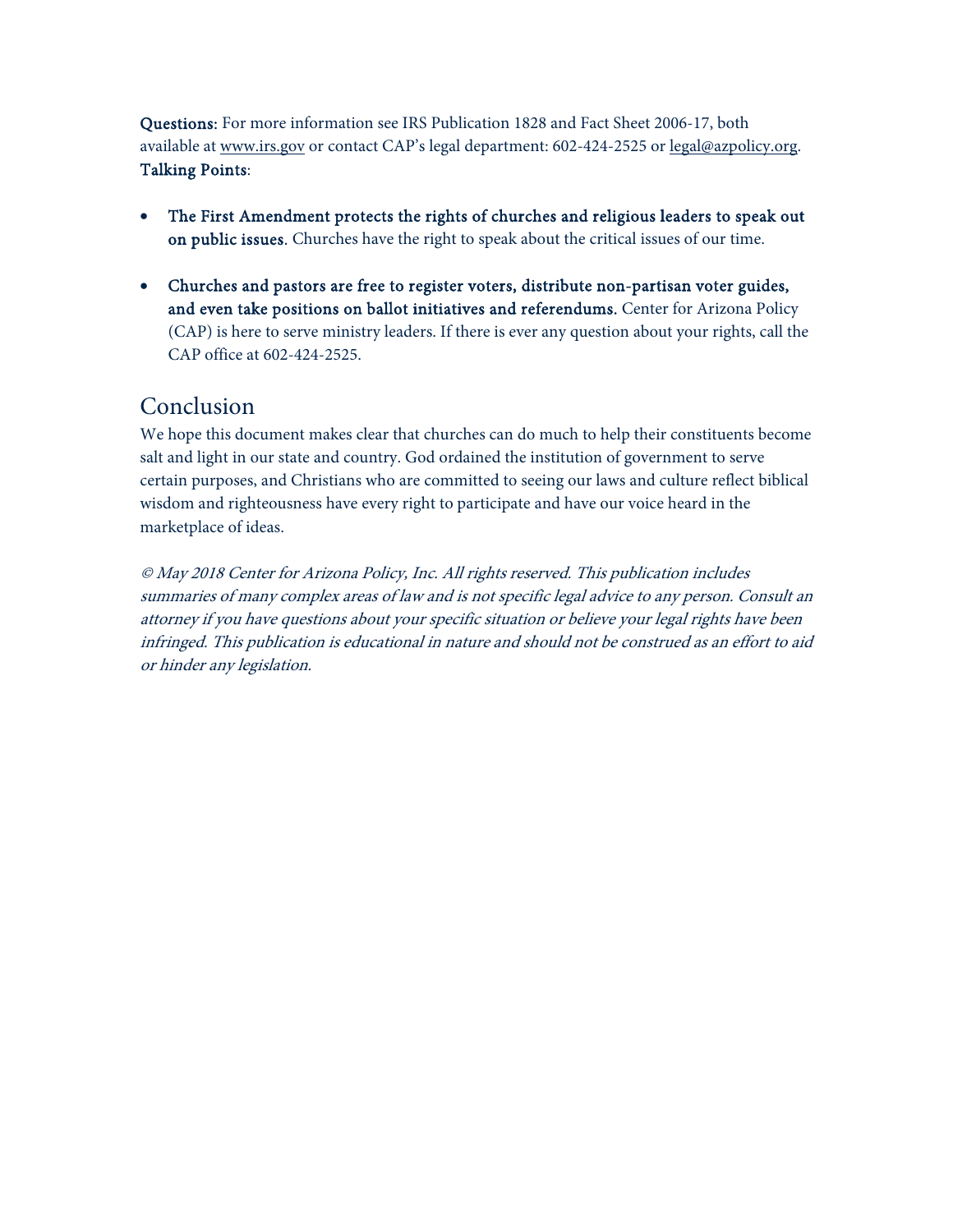**Questions**: For more information see IRS Publication 1828 and Fact Sheet 2006-17, both available at www.irs.gov or contact CAP's legal department: 602-424-2525 or legal@azpolicy.org.
**Talking Points**:

- **The First Amendment protects the rights of churches and religious leaders to speak out on public issues.** Churches have the right to speak about the critical issues of our time.

- **Churches and pastors are free to register voters, distribute non-partisan voter guides, and even take positions on ballot initiatives and referendums.** Center for Arizona Policy (CAP) is here to serve ministry leaders. If there is ever any question about your rights, call the CAP office at 602-424-2525.

## Conclusion

We hope this document makes clear that churches can do much to help their constituents become salt and light in our state and country. God ordained the institution of government to serve certain purposes, and Christians who are committed to seeing our laws and culture reflect biblical wisdom and righteousness have every right to participate and have our voice heard in the marketplace of ideas.

*© May 2018 Center for Arizona Policy, Inc. All rights reserved. This publication includes summaries of many complex areas of law and is not specific legal advice to any person. Consult an attorney if you have questions about your specific situation or believe your legal rights have been infringed. This publication is educational in nature and should not be construed as an effort to aid or hinder any legislation.*